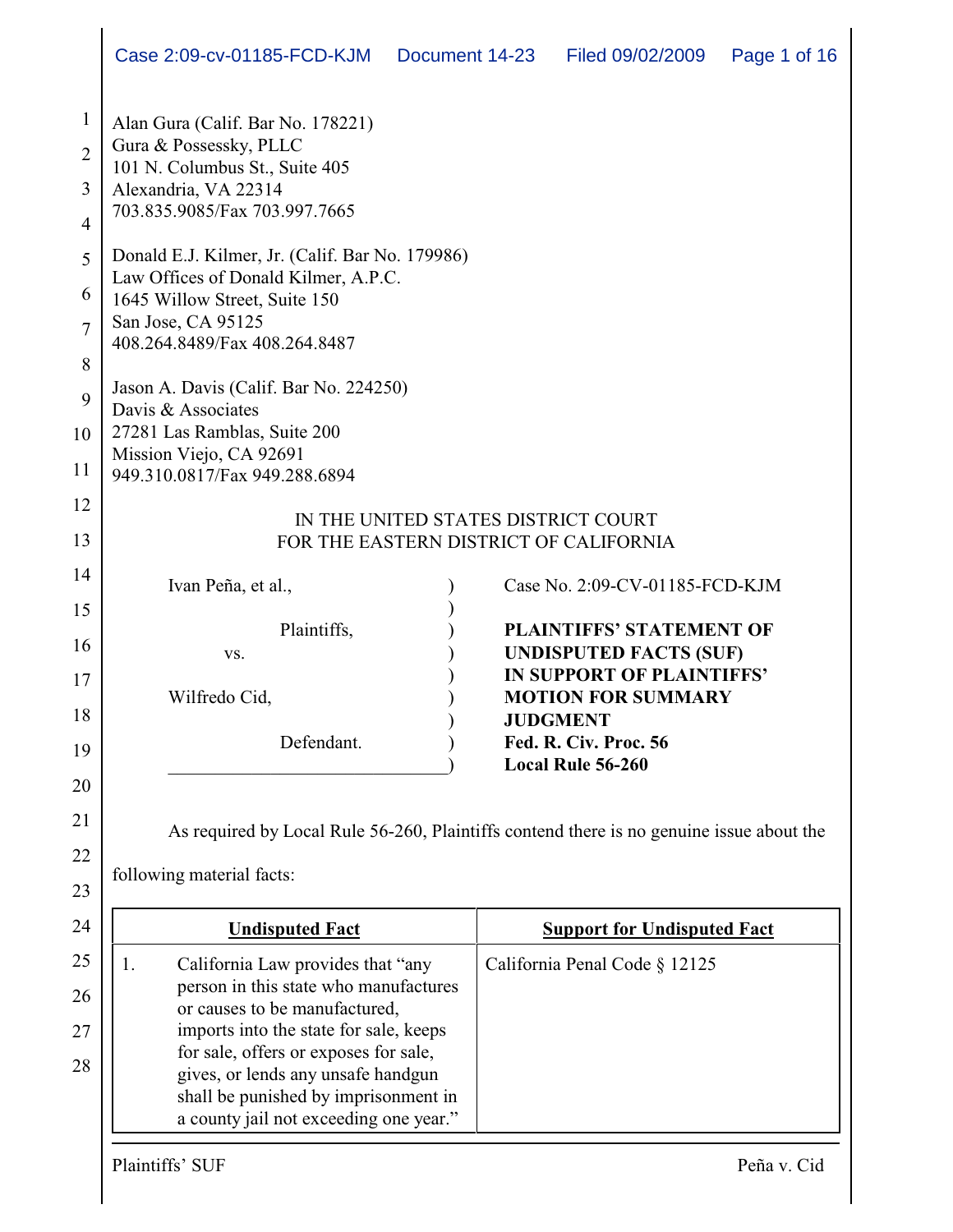Alan Gura (Calif. Bar No. 178221)
Gura & Possessky, PLLC
101 N. Columbus St., Suite 405
Alexandria, VA 22314
703.835.9085/Fax 703.997.7665

Donald E.J. Kilmer, Jr. (Calif. Bar No. 179986)
Law Offices of Donald Kilmer, A.P.C.
1645 Willow Street, Suite 150
San Jose, CA 95125
408.264.8489/Fax 408.264.8487

Jason A. Davis (Calif. Bar No. 224250)
Davis & Associates
27281 Las Ramblas, Suite 200
Mission Viejo, CA 92691
949.310.0817/Fax 949.288.6894

IN THE UNITED STATES DISTRICT COURT
FOR THE EASTERN DISTRICT OF CALIFORNIA

Ivan Peña, et al.,

Plaintiffs,

vs.

Wilfredo Cid,

Defendant.

Case No. 2:09-CV-01185-FCD-KJM

**PLAINTIFFS' STATEMENT OF UNDISPUTED FACTS (SUF) IN SUPPORT OF PLAINTIFFS' MOTION FOR SUMMARY JUDGMENT**
**Fed. R. Civ. Proc. 56**
**Local Rule 56-260**

As required by Local Rule 56-260, Plaintiffs contend there is no genuine issue about the following material facts:

| Undisputed Fact | Support for Undisputed Fact |
|---|---|
| 1. California Law provides that "any person in this state who manufactures or causes to be manufactured, imports into the state for sale, keeps for sale, offers or exposes for sale, gives, or lends any unsafe handgun shall be punished by imprisonment in a county jail not exceeding one year." | California Penal Code § 12125 |

Plaintiffs' SUF Peña v. Cid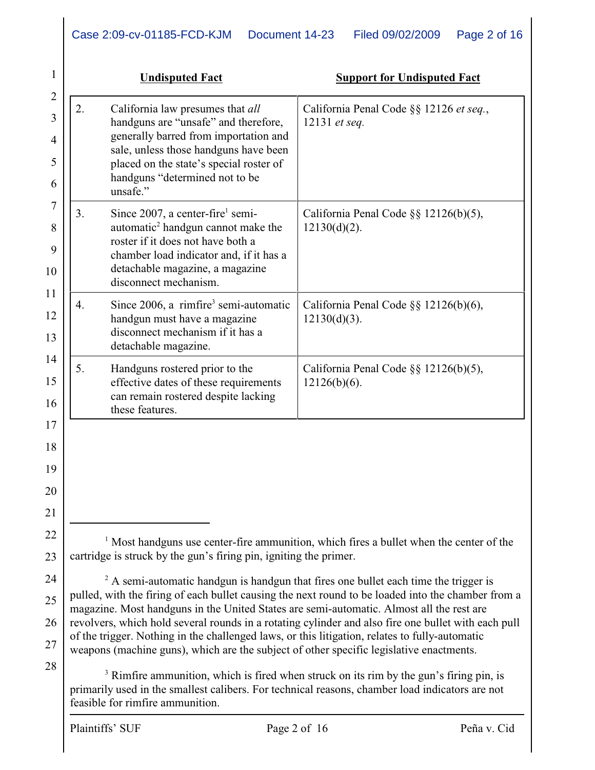| | Undisputed Fact | Support for Undisputed Fact |
|---|---|---|
| 2. | California law presumes that *all* handguns are "unsafe" and therefore, generally barred from importation and sale, unless those handguns have been placed on the state's special roster of handguns "determined not to be unsafe." | California Penal Code §§ 12126 *et seq.*, 12131 *et seq.* |
| 3. | Since 2007, a center-fire[1] semi-automatic[2] handgun cannot make the roster if it does not have both a chamber load indicator and, if it has a detachable magazine, a magazine disconnect mechanism. | California Penal Code §§ 12126(b)(5), 12130(d)(2). |
| 4. | Since 2006, a rimfire[3] semi-automatic handgun must have a magazine disconnect mechanism if it has a detachable magazine. | California Penal Code §§ 12126(b)(6), 12130(d)(3). |
| 5. | Handguns rostered prior to the effective dates of these requirements can remain rostered despite lacking these features. | California Penal Code §§ 12126(b)(5), 12126(b)(6). |

[1] Most handguns use center-fire ammunition, which fires a bullet when the center of the cartridge is struck by the gun's firing pin, igniting the primer.

[2] A semi-automatic handgun is handgun that fires one bullet each time the trigger is pulled, with the firing of each bullet causing the next round to be loaded into the chamber from a magazine. Most handguns in the United States are semi-automatic. Almost all the rest are revolvers, which hold several rounds in a rotating cylinder and also fire one bullet with each pull of the trigger. Nothing in the challenged laws, or this litigation, relates to fully-automatic weapons (machine guns), which are the subject of other specific legislative enactments.

[3] Rimfire ammunition, which is fired when struck on its rim by the gun's firing pin, is primarily used in the smallest calibers. For technical reasons, chamber load indicators are not feasible for rimfire ammunition.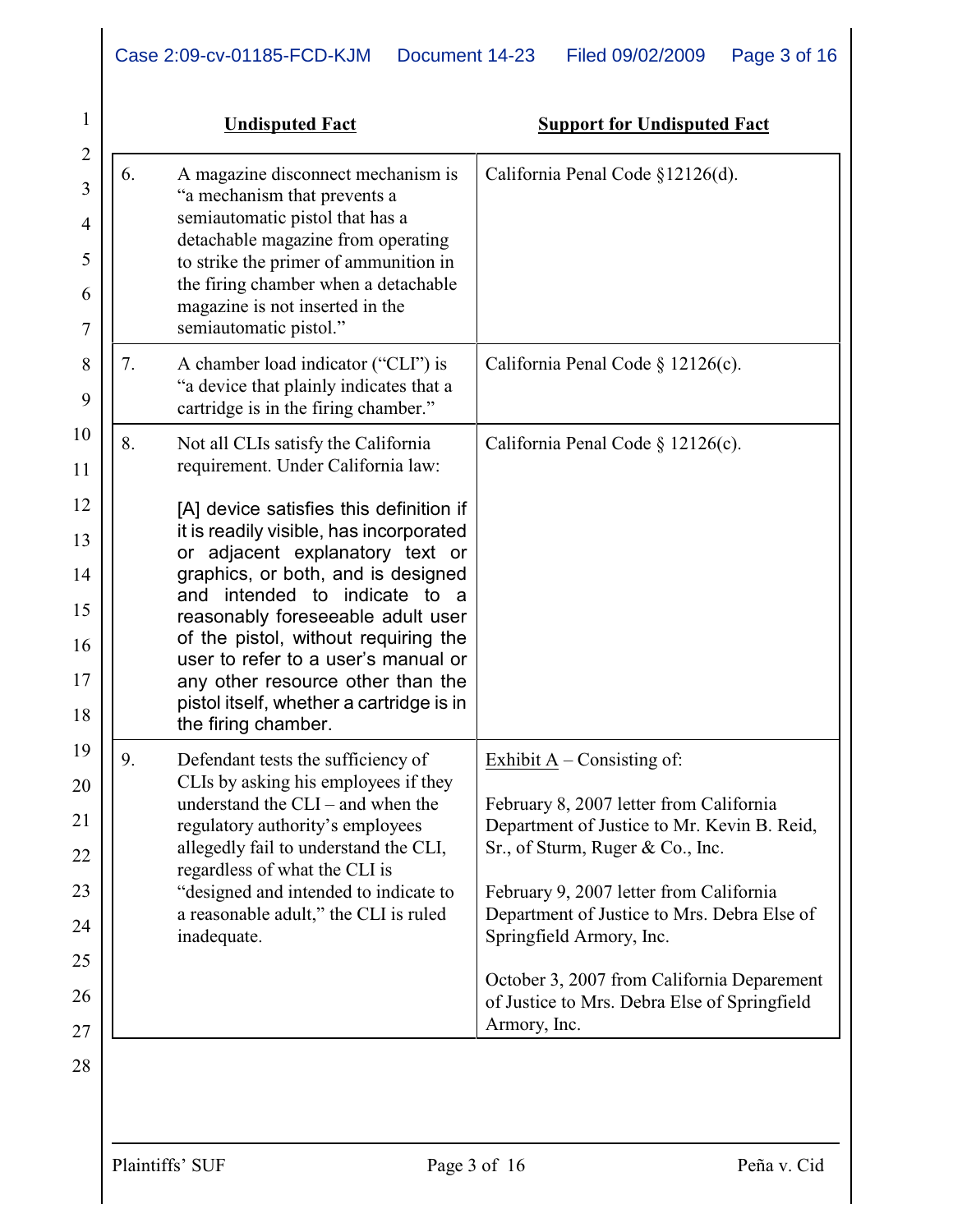| | Undisputed Fact | Support for Undisputed Fact |
|---|---|---|
| 6. | A magazine disconnect mechanism is "a mechanism that prevents a semiautomatic pistol that has a detachable magazine from operating to strike the primer of ammunition in the firing chamber when a detachable magazine is not inserted in the semiautomatic pistol." | California Penal Code §12126(d). |
| 7. | A chamber load indicator ("CLI") is "a device that plainly indicates that a cartridge is in the firing chamber." | California Penal Code § 12126(c). |
| 8. | Not all CLIs satisfy the California requirement. Under California law:<br><br>[A] device satisfies this definition if it is readily visible, has incorporated or adjacent explanatory text or graphics, or both, and is designed and intended to indicate to a reasonably foreseeable adult user of the pistol, without requiring the user to refer to a user's manual or any other resource other than the pistol itself, whether a cartridge is in the firing chamber. | California Penal Code § 12126(c). |
| 9. | Defendant tests the sufficiency of CLIs by asking his employees if they understand the CLI – and when the regulatory authority's employees allegedly fail to understand the CLI, regardless of what the CLI is "designed and intended to indicate to a reasonable adult," the CLI is ruled inadequate. | Exhibit A – Consisting of:<br><br>February 8, 2007 letter from California Department of Justice to Mr. Kevin B. Reid, Sr., of Sturm, Ruger & Co., Inc.<br><br>February 9, 2007 letter from California Department of Justice to Mrs. Debra Else of Springfield Armory, Inc.<br><br>October 3, 2007 from California Deparement of Justice to Mrs. Debra Else of Springfield Armory, Inc. |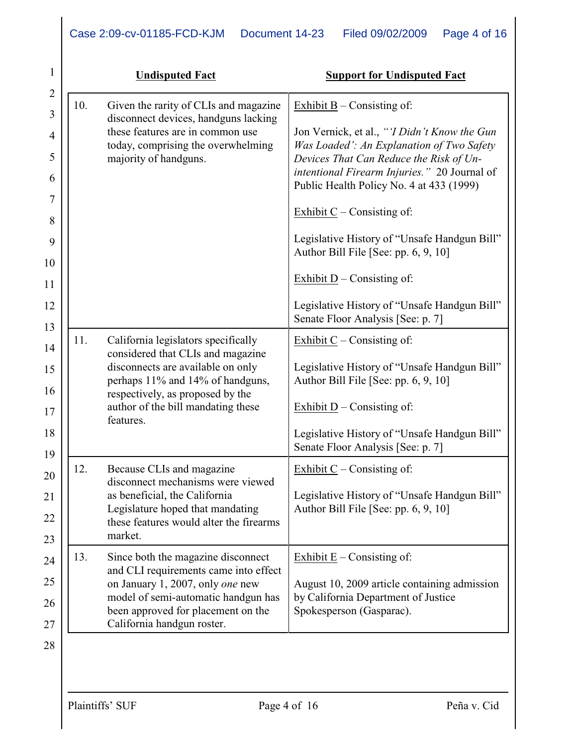| Undisputed Fact | | Support for Undisputed Fact |
|---|---|---|
| 10. | Given the rarity of CLIs and magazine disconnect devices, handguns lacking these features are in common use today, comprising the overwhelming majority of handguns. | Exhibit B – Consisting of:<br><br>Jon Vernick, et al., *"'I Didn't Know the Gun Was Loaded': An Explanation of Two Safety Devices That Can Reduce the Risk of Un-intentional Firearm Injuries."* 20 Journal of Public Health Policy No. 4 at 433 (1999)<br><br>Exhibit C – Consisting of:<br><br>Legislative History of "Unsafe Handgun Bill" Author Bill File [See: pp. 6, 9, 10]<br><br>Exhibit D – Consisting of:<br><br>Legislative History of "Unsafe Handgun Bill" Senate Floor Analysis [See: p. 7] |
| 11. | California legislators specifically considered that CLIs and magazine disconnects are available on only perhaps 11% and 14% of handguns, respectively, as proposed by the author of the bill mandating these features. | Exhibit C – Consisting of:<br><br>Legislative History of "Unsafe Handgun Bill" Author Bill File [See: pp. 6, 9, 10]<br><br>Exhibit D – Consisting of:<br><br>Legislative History of "Unsafe Handgun Bill" Senate Floor Analysis [See: p. 7] |
| 12. | Because CLIs and magazine disconnect mechanisms were viewed as beneficial, the California Legislature hoped that mandating these features would alter the firearms market. | Exhibit C – Consisting of:<br><br>Legislative History of "Unsafe Handgun Bill" Author Bill File [See: pp. 6, 9, 10] |
| 13. | Since both the magazine disconnect and CLI requirements came into effect on January 1, 2007, only *one* new model of semi-automatic handgun has been approved for placement on the California handgun roster. | Exhibit E – Consisting of:<br><br>August 10, 2009 article containing admission by California Department of Justice Spokesperson (Gasparac). |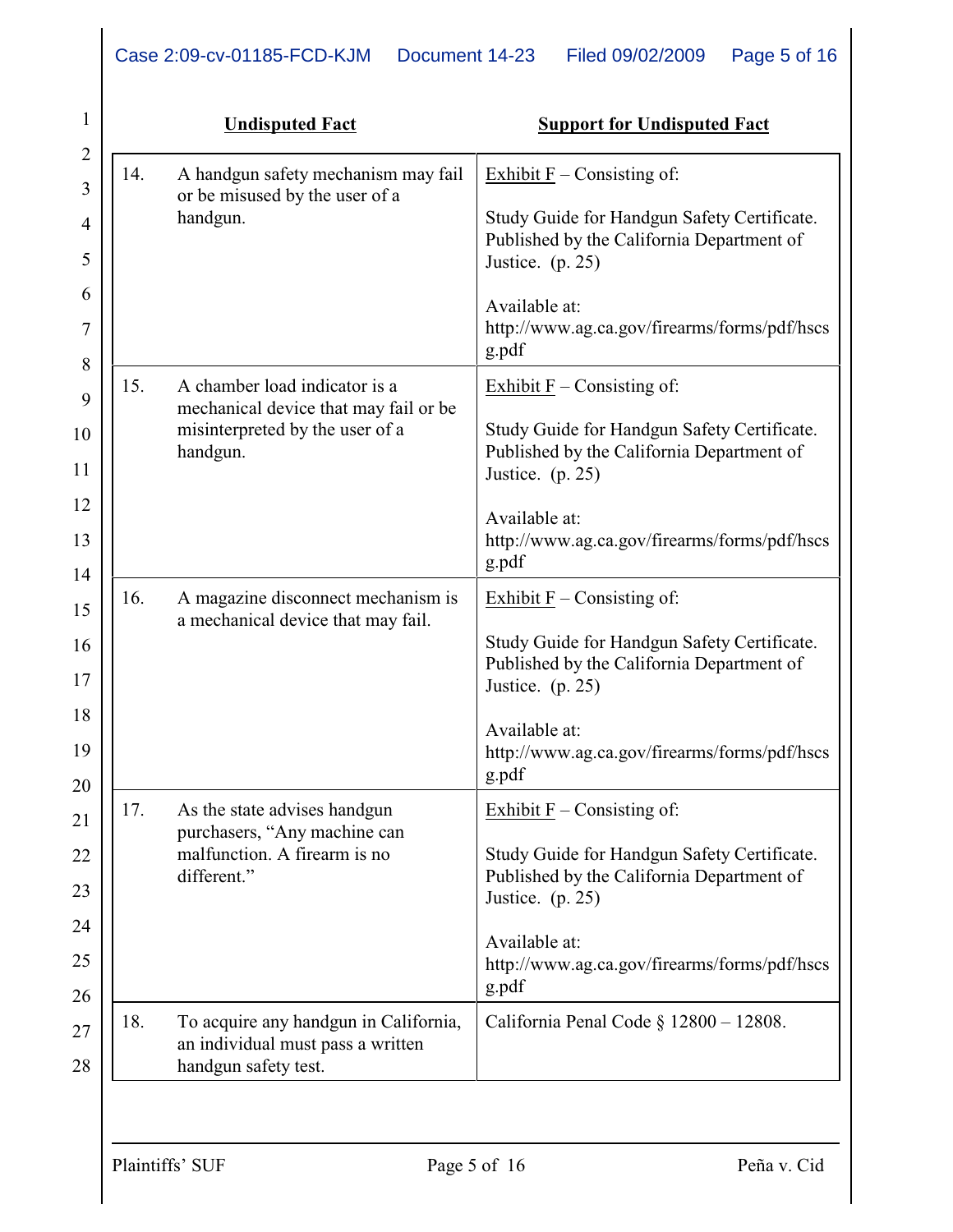| | Undisputed Fact | Support for Undisputed Fact |
|---|---|---|
| 14. | A handgun safety mechanism may fail or be misused by the user of a handgun. | Exhibit F – Consisting of:<br><br>Study Guide for Handgun Safety Certificate. Published by the California Department of Justice. (p. 25)<br><br>Available at: http://www.ag.ca.gov/firearms/forms/pdf/hscsg.pdf |
| 15. | A chamber load indicator is a mechanical device that may fail or be misinterpreted by the user of a handgun. | Exhibit F – Consisting of:<br><br>Study Guide for Handgun Safety Certificate. Published by the California Department of Justice. (p. 25)<br><br>Available at: http://www.ag.ca.gov/firearms/forms/pdf/hscsg.pdf |
| 16. | A magazine disconnect mechanism is a mechanical device that may fail. | Exhibit F – Consisting of:<br><br>Study Guide for Handgun Safety Certificate. Published by the California Department of Justice. (p. 25)<br><br>Available at: http://www.ag.ca.gov/firearms/forms/pdf/hscsg.pdf |
| 17. | As the state advises handgun purchasers, "Any machine can malfunction. A firearm is no different." | Exhibit F – Consisting of:<br><br>Study Guide for Handgun Safety Certificate. Published by the California Department of Justice. (p. 25)<br><br>Available at: http://www.ag.ca.gov/firearms/forms/pdf/hscsg.pdf |
| 18. | To acquire any handgun in California, an individual must pass a written handgun safety test. | California Penal Code § 12800 – 12808. |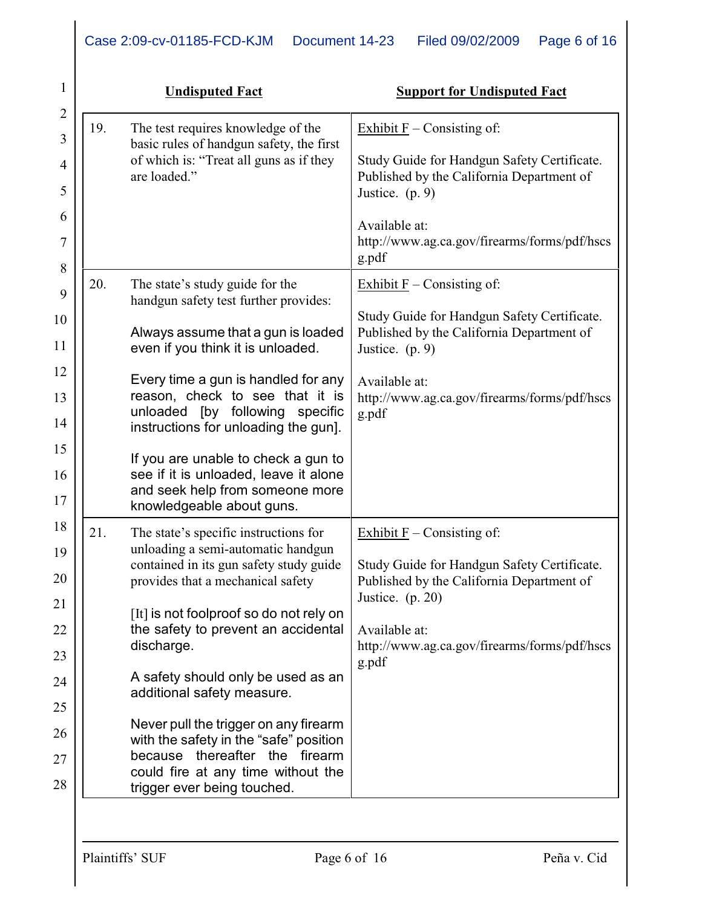| | Undisputed Fact | Support for Undisputed Fact |
|---|---|---|
| 19. | The test requires knowledge of the basic rules of handgun safety, the first of which is: "Treat all guns as if they are loaded." | Exhibit F – Consisting of:<br><br>Study Guide for Handgun Safety Certificate. Published by the California Department of Justice. (p. 9)<br><br>Available at: http://www.ag.ca.gov/firearms/forms/pdf/hscsg.pdf |
| 20. | The state's study guide for the handgun safety test further provides:<br><br>Always assume that a gun is loaded even if you think it is unloaded.<br><br>Every time a gun is handled for any reason, check to see that it is unloaded [by following specific instructions for unloading the gun].<br><br>If you are unable to check a gun to see if it is unloaded, leave it alone and seek help from someone more knowledgeable about guns. | Exhibit F – Consisting of:<br><br>Study Guide for Handgun Safety Certificate. Published by the California Department of Justice. (p. 9)<br><br>Available at: http://www.ag.ca.gov/firearms/forms/pdf/hscsg.pdf |
| 21. | The state's specific instructions for unloading a semi-automatic handgun contained in its gun safety study guide provides that a mechanical safety<br><br>[It] is not foolproof so do not rely on the safety to prevent an accidental discharge.<br><br>A safety should only be used as an additional safety measure.<br><br>Never pull the trigger on any firearm with the safety in the "safe" position because thereafter the firearm could fire at any time without the trigger ever being touched. | Exhibit F – Consisting of:<br><br>Study Guide for Handgun Safety Certificate. Published by the California Department of Justice. (p. 20)<br><br>Available at: http://www.ag.ca.gov/firearms/forms/pdf/hscsg.pdf |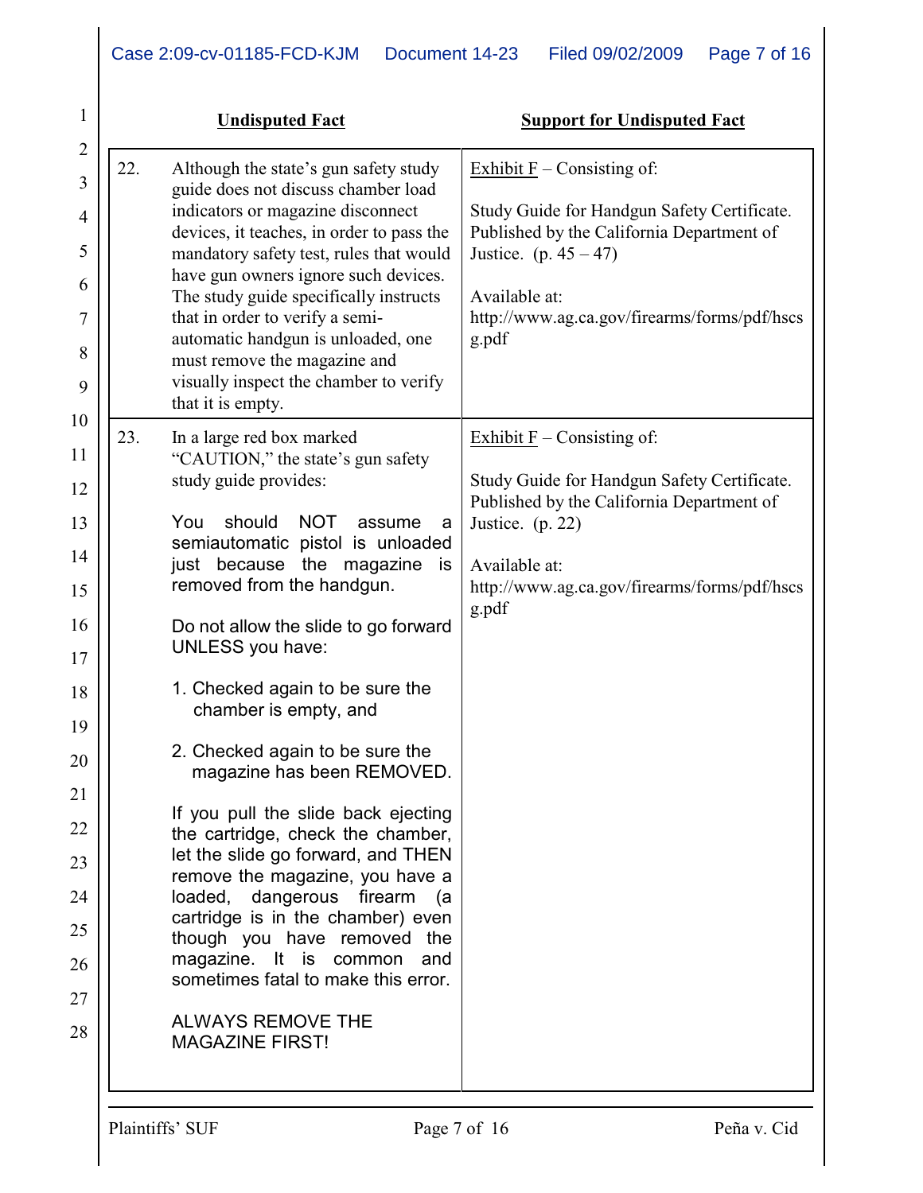| | Undisputed Fact | Support for Undisputed Fact |
|---|---|---|
| 22. | Although the state's gun safety study guide does not discuss chamber load indicators or magazine disconnect devices, it teaches, in order to pass the mandatory safety test, rules that would have gun owners ignore such devices. The study guide specifically instructs that in order to verify a semi-automatic handgun is unloaded, one must remove the magazine and visually inspect the chamber to verify that it is empty. | Exhibit F – Consisting of:<br><br>Study Guide for Handgun Safety Certificate. Published by the California Department of Justice. (p. 45 – 47)<br><br>Available at:<br>http://www.ag.ca.gov/firearms/forms/pdf/hscsg.pdf |
| 23. | In a large red box marked "CAUTION," the state's gun safety study guide provides:<br><br>You should NOT assume a semiautomatic pistol is unloaded just because the magazine is removed from the handgun.<br><br>Do not allow the slide to go forward UNLESS you have:<br><br>1. Checked again to be sure the chamber is empty, and<br><br>2. Checked again to be sure the magazine has been REMOVED.<br><br>If you pull the slide back ejecting the cartridge, check the chamber, let the slide go forward, and THEN remove the magazine, you have a loaded, dangerous firearm (a cartridge is in the chamber) even though you have removed the magazine. It is common and sometimes fatal to make this error.<br><br>ALWAYS REMOVE THE MAGAZINE FIRST! | Exhibit F – Consisting of:<br><br>Study Guide for Handgun Safety Certificate. Published by the California Department of Justice. (p. 22)<br><br>Available at:<br>http://www.ag.ca.gov/firearms/forms/pdf/hscsg.pdf |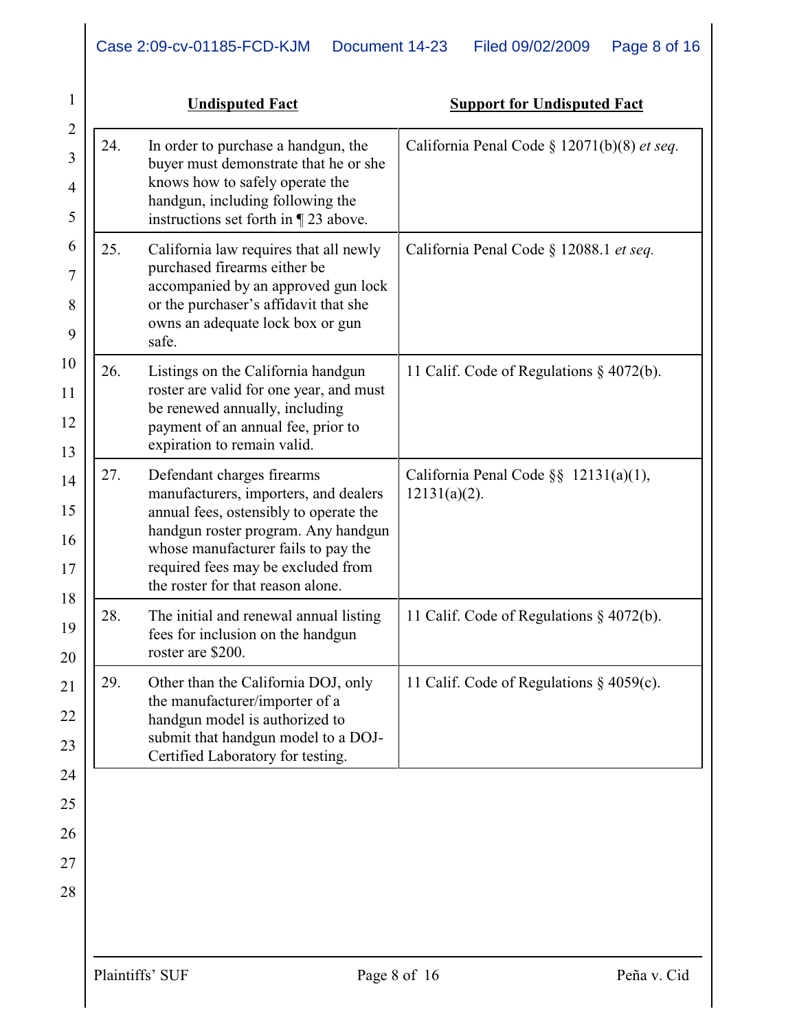| | Undisputed Fact | Support for Undisputed Fact |
|---|---|---|
| 24. | In order to purchase a handgun, the buyer must demonstrate that he or she knows how to safely operate the handgun, including following the instructions set forth in ¶ 23 above. | California Penal Code § 12071(b)(8) *et seq.* |
| 25. | California law requires that all newly purchased firearms either be accompanied by an approved gun lock or the purchaser's affidavit that she owns an adequate lock box or gun safe. | California Penal Code § 12088.1 *et seq.* |
| 26. | Listings on the California handgun roster are valid for one year, and must be renewed annually, including payment of an annual fee, prior to expiration to remain valid. | 11 Calif. Code of Regulations § 4072(b). |
| 27. | Defendant charges firearms manufacturers, importers, and dealers annual fees, ostensibly to operate the handgun roster program. Any handgun whose manufacturer fails to pay the required fees may be excluded from the roster for that reason alone. | California Penal Code §§ 12131(a)(1), 12131(a)(2). |
| 28. | The initial and renewal annual listing fees for inclusion on the handgun roster are $200. | 11 Calif. Code of Regulations § 4072(b). |
| 29. | Other than the California DOJ, only the manufacturer/importer of a handgun model is authorized to submit that handgun model to a DOJ-Certified Laboratory for testing. | 11 Calif. Code of Regulations § 4059(c). |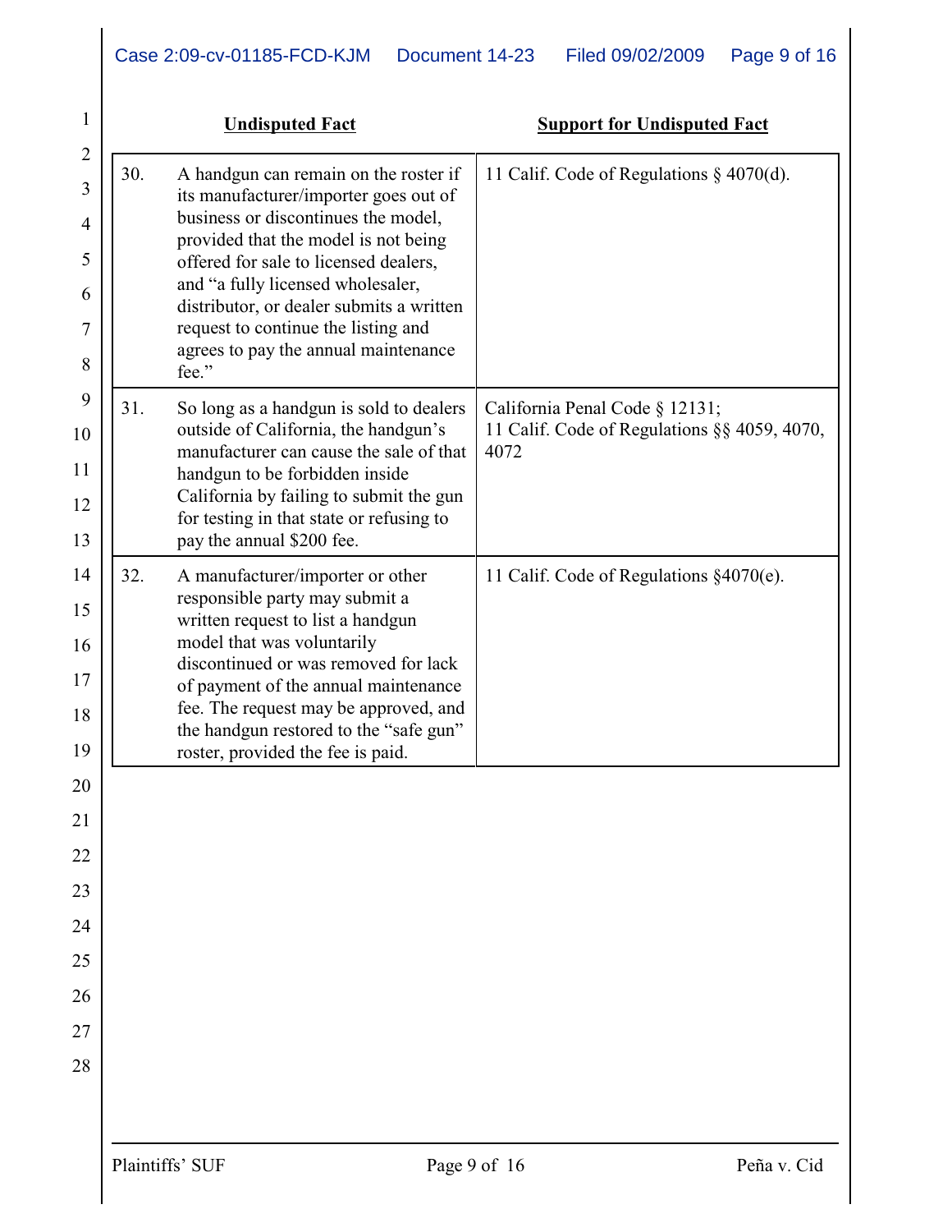| | Undisputed Fact | Support for Undisputed Fact |
|---|---|---|
| 30. | A handgun can remain on the roster if its manufacturer/importer goes out of business or discontinues the model, provided that the model is not being offered for sale to licensed dealers, and “a fully licensed wholesaler, distributor, or dealer submits a written request to continue the listing and agrees to pay the annual maintenance fee.” | 11 Calif. Code of Regulations § 4070(d). |
| 31. | So long as a handgun is sold to dealers outside of California, the handgun’s manufacturer can cause the sale of that handgun to be forbidden inside California by failing to submit the gun for testing in that state or refusing to pay the annual $200 fee. | California Penal Code § 12131; 11 Calif. Code of Regulations §§ 4059, 4070, 4072 |
| 32. | A manufacturer/importer or other responsible party may submit a written request to list a handgun model that was voluntarily discontinued or was removed for lack of payment of the annual maintenance fee. The request may be approved, and the handgun restored to the “safe gun” roster, provided the fee is paid. | 11 Calif. Code of Regulations §4070(e). |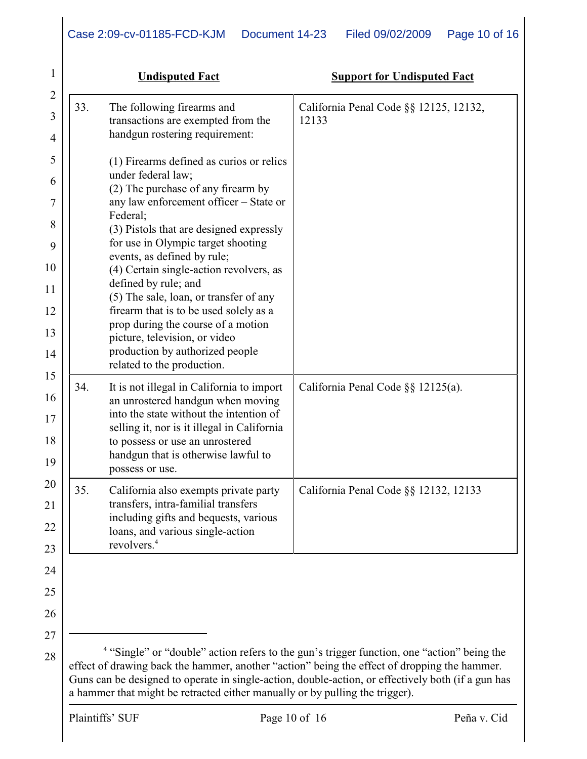| | Undisputed Fact | Support for Undisputed Fact |
|---|---|---|
| 33. | The following firearms and transactions are exempted from the handgun rostering requirement:<br><br>(1) Firearms defined as curios or relics under federal law;<br>(2) The purchase of any firearm by any law enforcement officer – State or Federal;<br>(3) Pistols that are designed expressly for use in Olympic target shooting events, as defined by rule;<br>(4) Certain single-action revolvers, as defined by rule; and<br>(5) The sale, loan, or transfer of any firearm that is to be used solely as a prop during the course of a motion picture, television, or video production by authorized people related to the production. | California Penal Code §§ 12125, 12132, 12133 |
| 34. | It is not illegal in California to import an unrostered handgun when moving into the state without the intention of selling it, nor is it illegal in California to possess or use an unrostered handgun that is otherwise lawful to possess or use. | California Penal Code §§ 12125(a). |
| 35. | California also exempts private party transfers, intra-familial transfers including gifts and bequests, various loans, and various single-action revolvers.[4] | California Penal Code §§ 12132, 12133 |

[4] "Single" or "double" action refers to the gun's trigger function, one "action" being the effect of drawing back the hammer, another "action" being the effect of dropping the hammer. Guns can be designed to operate in single-action, double-action, or effectively both (if a gun has a hammer that might be retracted either manually or by pulling the trigger).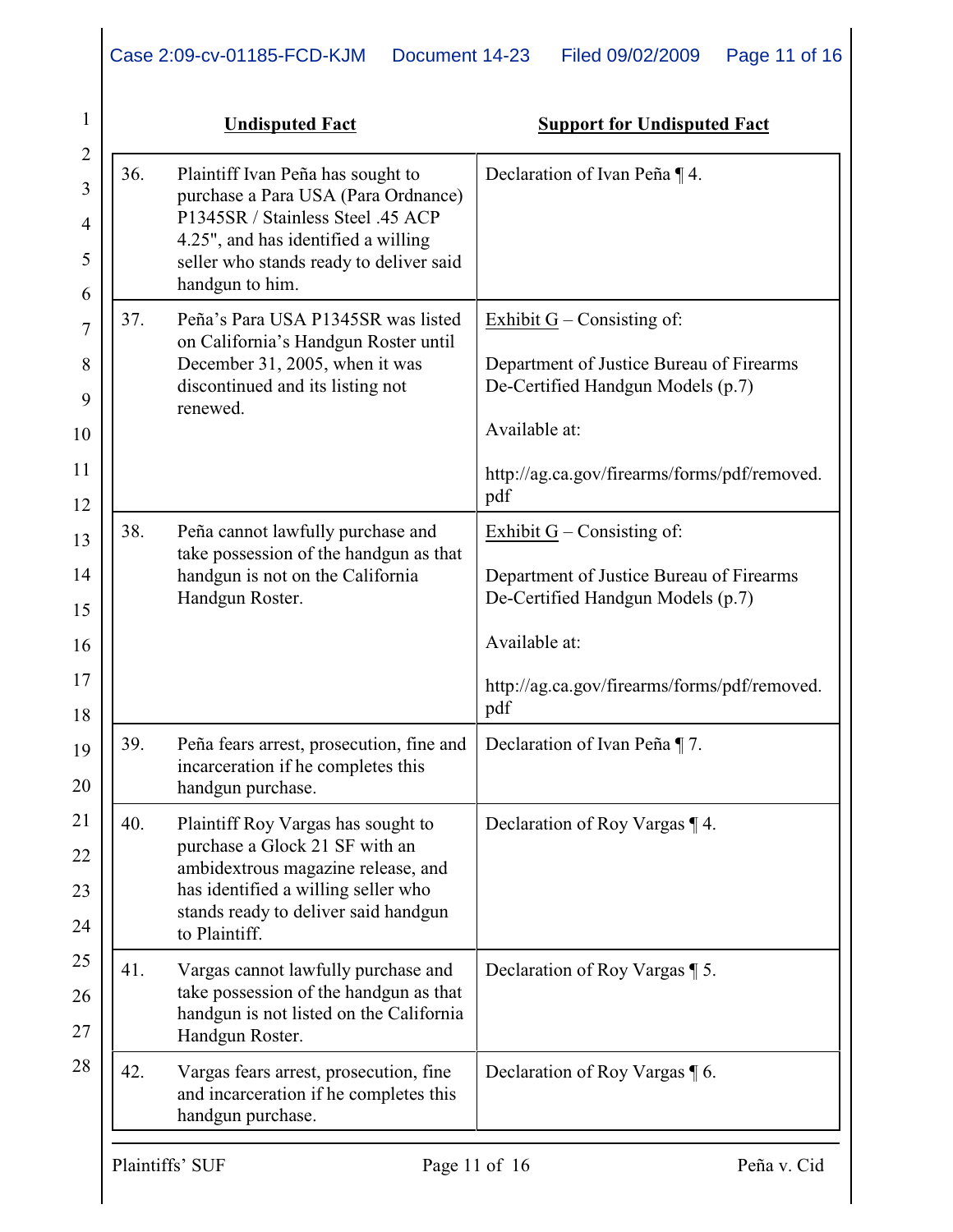| | Undisputed Fact | Support for Undisputed Fact |
|---|---|---|
| 36. | Plaintiff Ivan Peña has sought to purchase a Para USA (Para Ordnance) P1345SR / Stainless Steel .45 ACP 4.25", and has identified a willing seller who stands ready to deliver said handgun to him. | Declaration of Ivan Peña ¶ 4. |
| 37. | Peña's Para USA P1345SR was listed on California's Handgun Roster until December 31, 2005, when it was discontinued and its listing not renewed. | Exhibit G – Consisting of: <br><br> Department of Justice Bureau of Firearms De-Certified Handgun Models (p.7) <br><br> Available at: <br><br> http://ag.ca.gov/firearms/forms/pdf/removed.pdf |
| 38. | Peña cannot lawfully purchase and take possession of the handgun as that handgun is not on the California Handgun Roster. | Exhibit G – Consisting of: <br><br> Department of Justice Bureau of Firearms De-Certified Handgun Models (p.7) <br><br> Available at: <br><br> http://ag.ca.gov/firearms/forms/pdf/removed.pdf |
| 39. | Peña fears arrest, prosecution, fine and incarceration if he completes this handgun purchase. | Declaration of Ivan Peña ¶ 7. |
| 40. | Plaintiff Roy Vargas has sought to purchase a Glock 21 SF with an ambidextrous magazine release, and has identified a willing seller who stands ready to deliver said handgun to Plaintiff. | Declaration of Roy Vargas ¶ 4. |
| 41. | Vargas cannot lawfully purchase and take possession of the handgun as that handgun is not listed on the California Handgun Roster. | Declaration of Roy Vargas ¶ 5. |
| 42. | Vargas fears arrest, prosecution, fine and incarceration if he completes this handgun purchase. | Declaration of Roy Vargas ¶ 6. |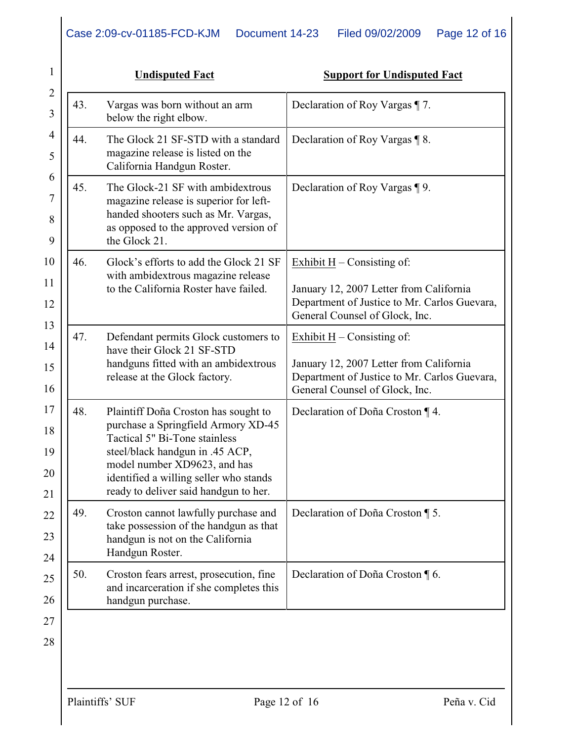| | Undisputed Fact | Support for Undisputed Fact |
|---|---|---|
| 43. | Vargas was born without an arm below the right elbow. | Declaration of Roy Vargas ¶ 7. |
| 44. | The Glock 21 SF-STD with a standard magazine release is listed on the California Handgun Roster. | Declaration of Roy Vargas ¶ 8. |
| 45. | The Glock-21 SF with ambidextrous magazine release is superior for left-handed shooters such as Mr. Vargas, as opposed to the approved version of the Glock 21. | Declaration of Roy Vargas ¶ 9. |
| 46. | Glock's efforts to add the Glock 21 SF with ambidextrous magazine release to the California Roster have failed. | Exhibit H – Consisting of:<br><br>January 12, 2007 Letter from California Department of Justice to Mr. Carlos Guevara, General Counsel of Glock, Inc. |
| 47. | Defendant permits Glock customers to have their Glock 21 SF-STD handguns fitted with an ambidextrous release at the Glock factory. | Exhibit H – Consisting of:<br><br>January 12, 2007 Letter from California Department of Justice to Mr. Carlos Guevara, General Counsel of Glock, Inc. |
| 48. | Plaintiff Doña Croston has sought to purchase a Springfield Armory XD-45 Tactical 5" Bi-Tone stainless steel/black handgun in .45 ACP, model number XD9623, and has identified a willing seller who stands ready to deliver said handgun to her. | Declaration of Doña Croston ¶ 4. |
| 49. | Croston cannot lawfully purchase and take possession of the handgun as that handgun is not on the California Handgun Roster. | Declaration of Doña Croston ¶ 5. |
| 50. | Croston fears arrest, prosecution, fine and incarceration if she completes this handgun purchase. | Declaration of Doña Croston ¶ 6. |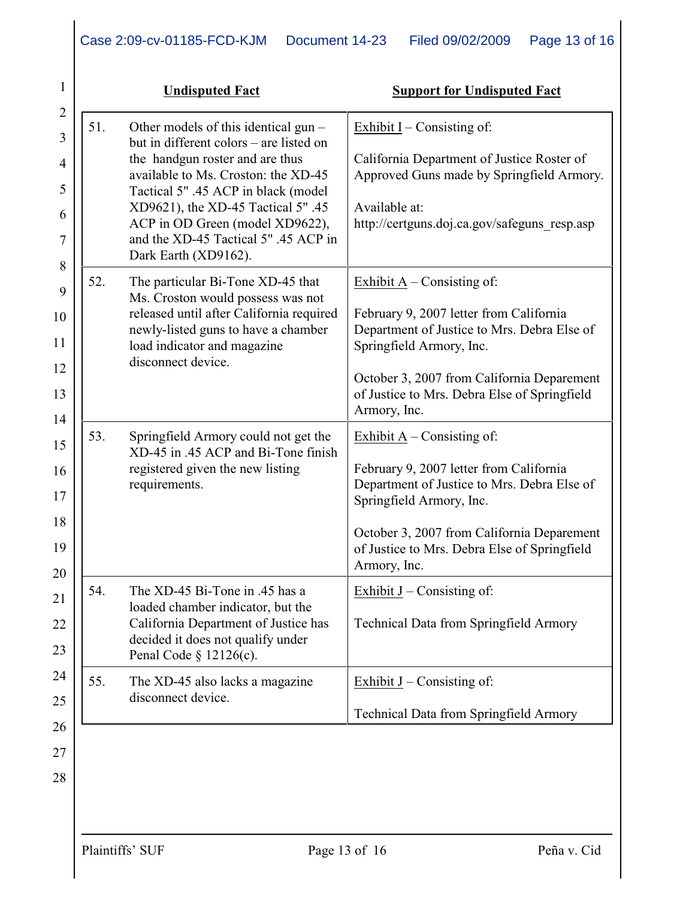| | Undisputed Fact | Support for Undisputed Fact |
|---|---|---|
| 51. | Other models of this identical gun – but in different colors – are listed on the handgun roster and are thus available to Ms. Croston: the XD-45 Tactical 5" .45 ACP in black (model XD9621), the XD-45 Tactical 5" .45 ACP in OD Green (model XD9622), and the XD-45 Tactical 5" .45 ACP in Dark Earth (XD9162). | Exhibit I – Consisting of:<br><br>California Department of Justice Roster of Approved Guns made by Springfield Armory.<br><br>Available at:<br>http://certguns.doj.ca.gov/safeguns_resp.asp |
| 52. | The particular Bi-Tone XD-45 that Ms. Croston would possess was not released until after California required newly-listed guns to have a chamber load indicator and magazine disconnect device. | Exhibit A – Consisting of:<br><br>February 9, 2007 letter from California Department of Justice to Mrs. Debra Else of Springfield Armory, Inc.<br><br>October 3, 2007 from California Deparement of Justice to Mrs. Debra Else of Springfield Armory, Inc. |
| 53. | Springfield Armory could not get the XD-45 in .45 ACP and Bi-Tone finish registered given the new listing requirements. | Exhibit A – Consisting of:<br><br>February 9, 2007 letter from California Department of Justice to Mrs. Debra Else of Springfield Armory, Inc.<br><br>October 3, 2007 from California Deparement of Justice to Mrs. Debra Else of Springfield Armory, Inc. |
| 54. | The XD-45 Bi-Tone in .45 has a loaded chamber indicator, but the California Department of Justice has decided it does not qualify under Penal Code § 12126(c). | Exhibit J – Consisting of:<br><br>Technical Data from Springfield Armory |
| 55. | The XD-45 also lacks a magazine disconnect device. | Exhibit J – Consisting of:<br><br>Technical Data from Springfield Armory |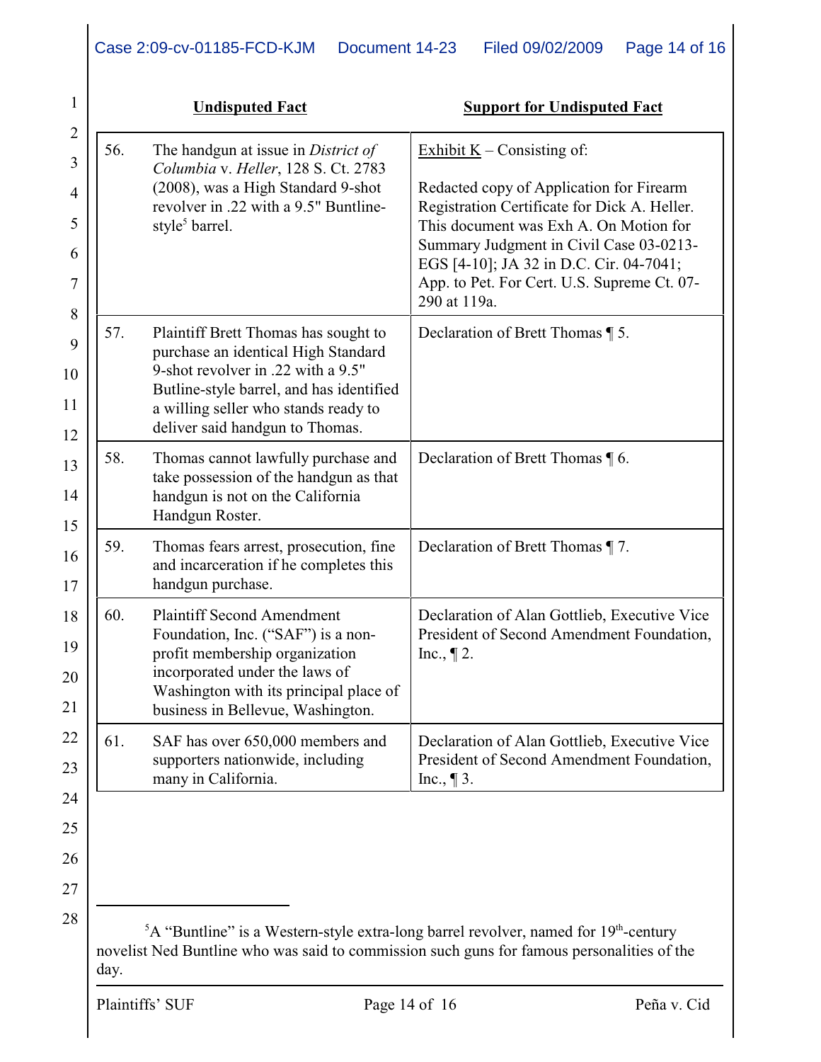| | Undisputed Fact | Support for Undisputed Fact |
|---|---|---|
| 56. | The handgun at issue in *District of Columbia* v. *Heller*, 128 S. Ct. 2783 (2008), was a High Standard 9-shot revolver in .22 with a 9.5" Buntline-style[5] barrel. | Exhibit K – Consisting of:<br><br>Redacted copy of Application for Firearm Registration Certificate for Dick A. Heller. This document was Exh A. On Motion for Summary Judgment in Civil Case 03-0213-EGS [4-10]; JA 32 in D.C. Cir. 04-7041; App. to Pet. For Cert. U.S. Supreme Ct. 07-290 at 119a. |
| 57. | Plaintiff Brett Thomas has sought to purchase an identical High Standard 9-shot revolver in .22 with a 9.5" Butline-style barrel, and has identified a willing seller who stands ready to deliver said handgun to Thomas. | Declaration of Brett Thomas ¶ 5. |
| 58. | Thomas cannot lawfully purchase and take possession of the handgun as that handgun is not on the California Handgun Roster. | Declaration of Brett Thomas ¶ 6. |
| 59. | Thomas fears arrest, prosecution, fine and incarceration if he completes this handgun purchase. | Declaration of Brett Thomas ¶ 7. |
| 60. | Plaintiff Second Amendment Foundation, Inc. ("SAF") is a non-profit membership organization incorporated under the laws of Washington with its principal place of business in Bellevue, Washington. | Declaration of Alan Gottlieb, Executive Vice President of Second Amendment Foundation, Inc., ¶ 2. |
| 61. | SAF has over 650,000 members and supporters nationwide, including many in California. | Declaration of Alan Gottlieb, Executive Vice President of Second Amendment Foundation, Inc., ¶ 3. |

[5] A "Buntline" is a Western-style extra-long barrel revolver, named for 19th-century novelist Ned Buntline who was said to commission such guns for famous personalities of the day.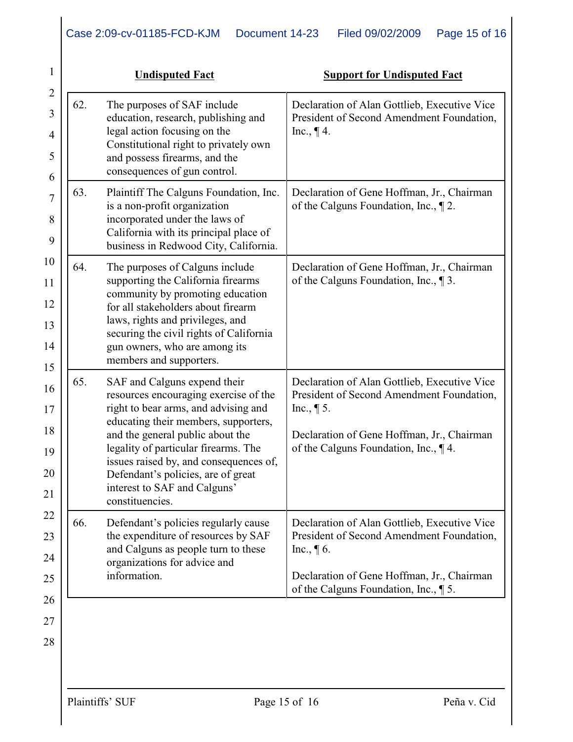| | Undisputed Fact | Support for Undisputed Fact |
|---|---|---|
| 62. | The purposes of SAF include education, research, publishing and legal action focusing on the Constitutional right to privately own and possess firearms, and the consequences of gun control. | Declaration of Alan Gottlieb, Executive Vice President of Second Amendment Foundation, Inc., ¶ 4. |
| 63. | Plaintiff The Calguns Foundation, Inc. is a non-profit organization incorporated under the laws of California with its principal place of business in Redwood City, California. | Declaration of Gene Hoffman, Jr., Chairman of the Calguns Foundation, Inc., ¶ 2. |
| 64. | The purposes of Calguns include supporting the California firearms community by promoting education for all stakeholders about firearm laws, rights and privileges, and securing the civil rights of California gun owners, who are among its members and supporters. | Declaration of Gene Hoffman, Jr., Chairman of the Calguns Foundation, Inc., ¶ 3. |
| 65. | SAF and Calguns expend their resources encouraging exercise of the right to bear arms, and advising and educating their members, supporters, and the general public about the legality of particular firearms. The issues raised by, and consequences of, Defendant's policies, are of great interest to SAF and Calguns' constituencies. | Declaration of Alan Gottlieb, Executive Vice President of Second Amendment Foundation, Inc., ¶ 5.<br><br>Declaration of Gene Hoffman, Jr., Chairman of the Calguns Foundation, Inc., ¶ 4. |
| 66. | Defendant's policies regularly cause the expenditure of resources by SAF and Calguns as people turn to these organizations for advice and information. | Declaration of Alan Gottlieb, Executive Vice President of Second Amendment Foundation, Inc., ¶ 6.<br><br>Declaration of Gene Hoffman, Jr., Chairman of the Calguns Foundation, Inc., ¶ 5. |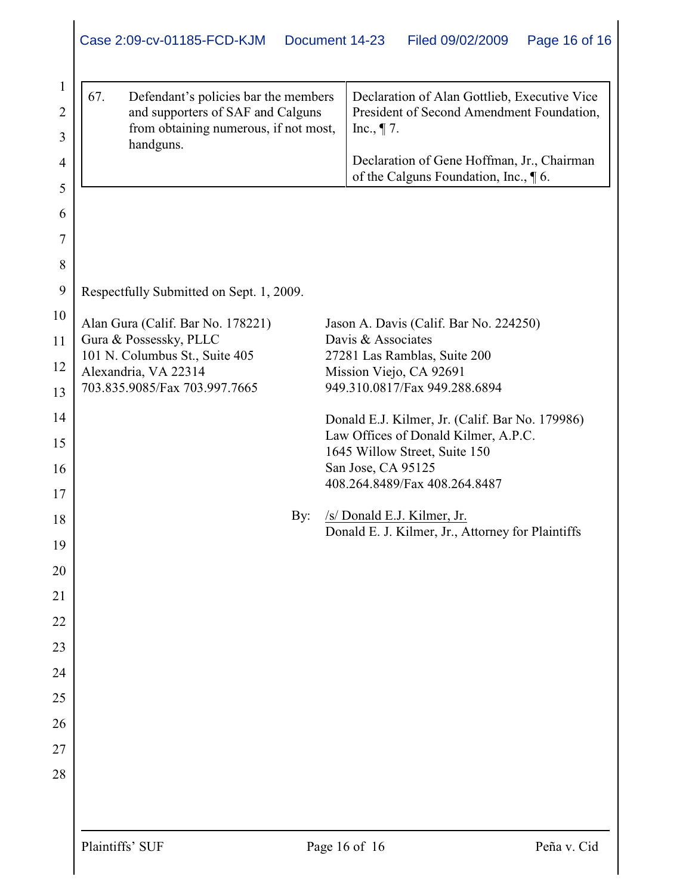| | | |
|---|---|---|
| 67. | Defendant's policies bar the members and supporters of SAF and Calguns from obtaining numerous, if not most, handguns. | Declaration of Alan Gottlieb, Executive Vice President of Second Amendment Foundation, Inc., ¶ 7.<br><br>Declaration of Gene Hoffman, Jr., Chairman of the Calguns Foundation, Inc., ¶ 6. |

Respectfully Submitted on Sept. 1, 2009.

Alan Gura (Calif. Bar No. 178221)
Gura & Possessky, PLLC
101 N. Columbus St., Suite 405
Alexandria, VA 22314
703.835.9085/Fax 703.997.7665

Jason A. Davis (Calif. Bar No. 224250)
Davis & Associates
27281 Las Ramblas, Suite 200
Mission Viejo, CA 92691
949.310.0817/Fax 949.288.6894

Donald E.J. Kilmer, Jr. (Calif. Bar No. 179986)
Law Offices of Donald Kilmer, A.P.C.
1645 Willow Street, Suite 150
San Jose, CA 95125
408.264.8489/Fax 408.264.8487

By: /s/ Donald E.J. Kilmer, Jr.
Donald E. J. Kilmer, Jr., Attorney for Plaintiffs